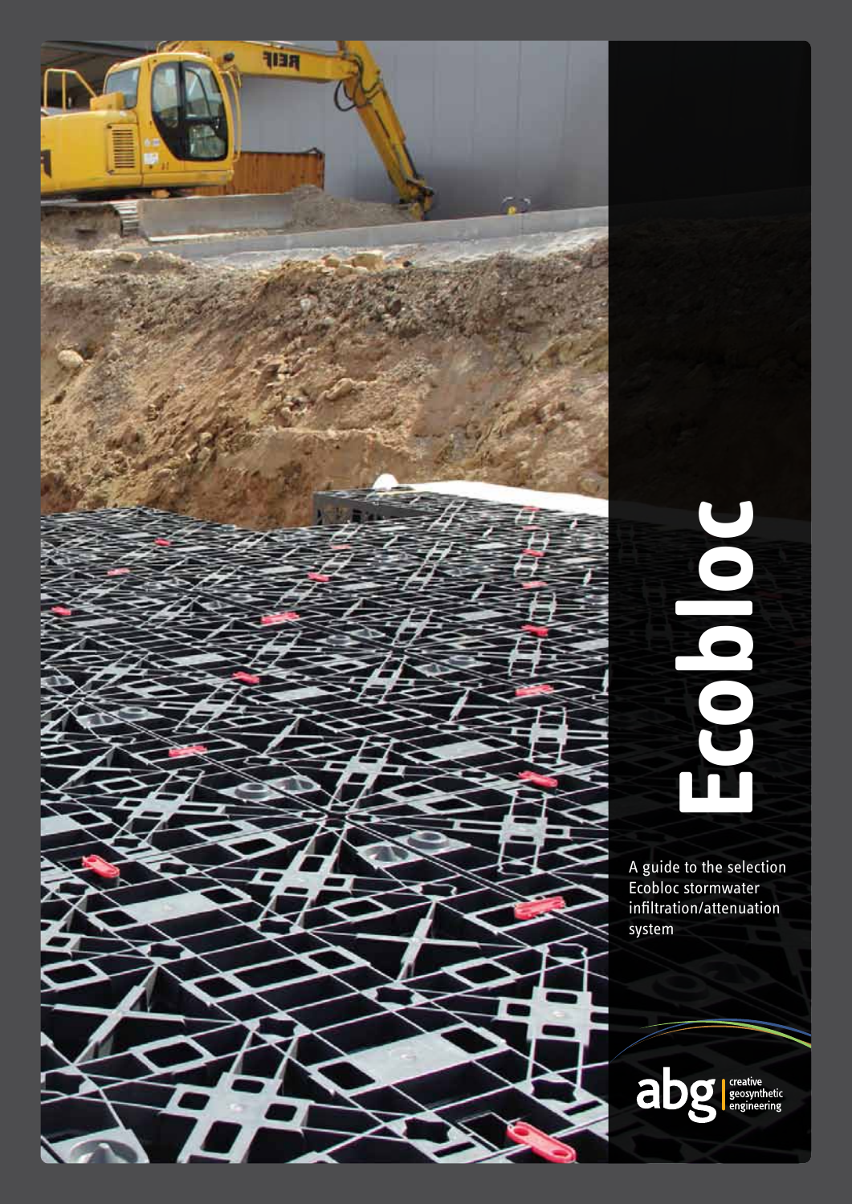# Ecobloc

A guide to the selection Ecobloc stormwater infiltration/attenuation system

abg creative geosynthetic engineering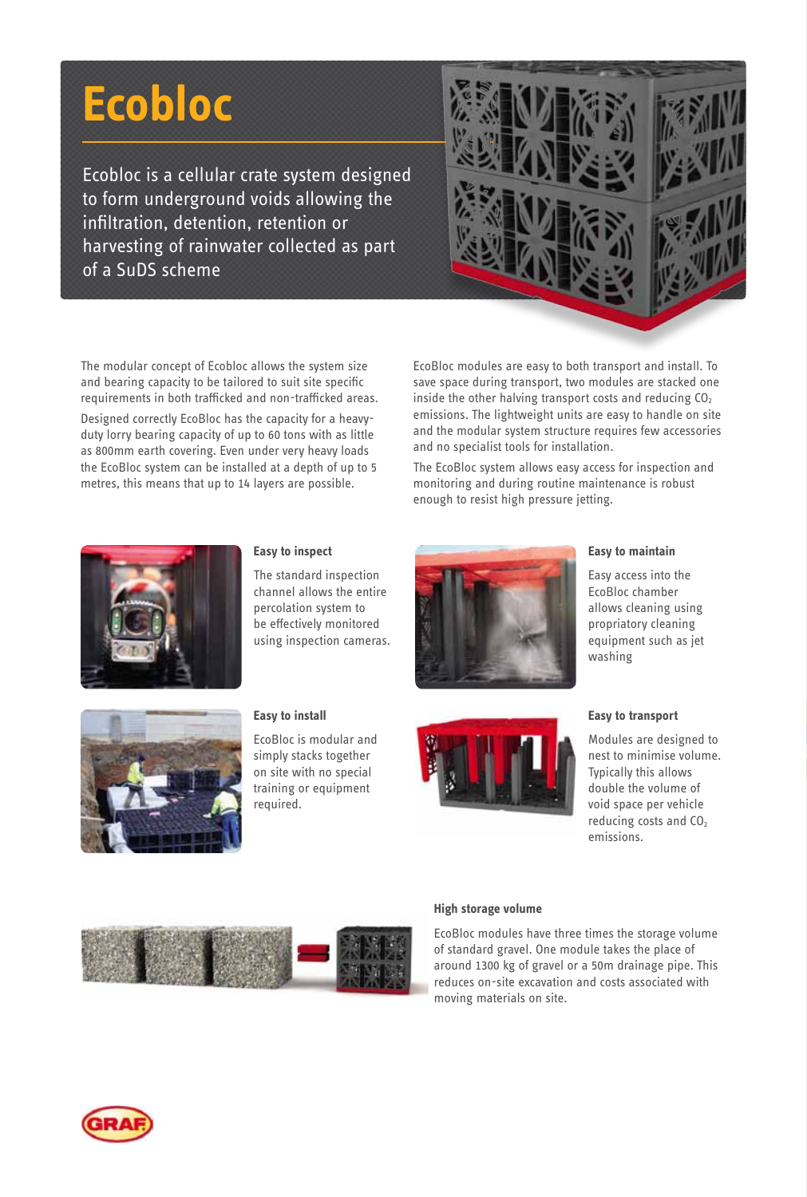# Ecobloc

Ecobloc is a cellular crate system designed to form underground voids allowing the infiltration, detention, retention or harvesting of rainwater collected as part of a SuDS scheme

The modular concept of Ecobloc allows the system size and bearing capacity to be tailored to suit site specific requirements in both trafficked and non-trafficked areas.

Designed correctly EcoBloc has the capacity for a heavy-duty lorry bearing capacity of up to 60 tons with as little as 800mm earth covering. Even under very heavy loads the EcoBloc system can be installed at a depth of up to 5 metres, this means that up to 14 layers are possible.

EcoBloc modules are easy to both transport and install. To save space during transport, two modules are stacked one inside the other halving transport costs and reducing $CO_2$ emissions. The lightweight units are easy to handle on site and the modular system structure requires few accessories and no specialist tools for installation.

The EcoBloc system allows easy access for inspection and monitoring and during routine maintenance is robust enough to resist high pressure jetting.

### Easy to inspect

The standard inspection channel allows the entire percolation system to be effectively monitored using inspection cameras.

### Easy to maintain

Easy access into the EcoBloc chamber allows cleaning using propriatory cleaning equipment such as jet washing

### Easy to install

EcoBloc is modular and simply stacks together on site with no special training or equipment required.

### Easy to transport

Modules are designed to nest to minimise volume. Typically this allows double the volume of void space per vehicle reducing costs and $CO_2$ emissions.

### High storage volume

EcoBloc modules have three times the storage volume of standard gravel. One module takes the place of around 1300 kg of gravel or a 50m drainage pipe. This reduces on-site excavation and costs associated with moving materials on site.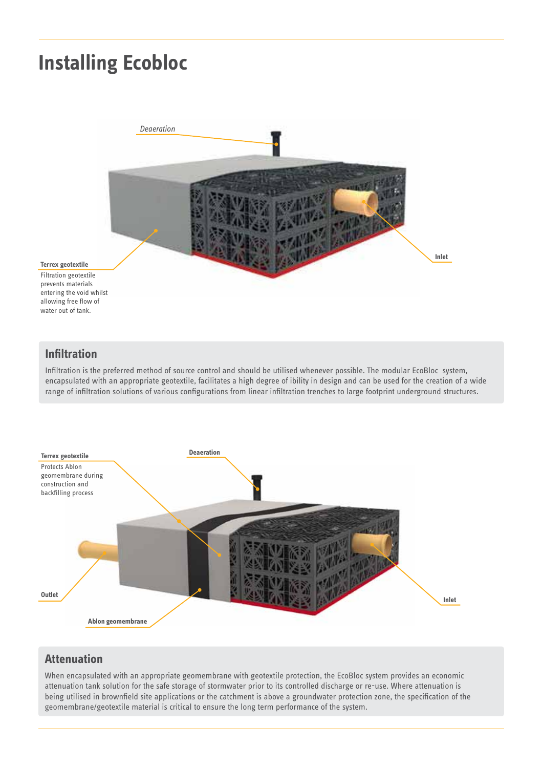# Installing Ecobloc

*Deaeration*

**Inlet**

**Terrex geotextile**
Filtration geotextile prevents materials entering the void whilst allowing free flow of water out of tank.

## Infiltration

Infiltration is the preferred method of source control and should be utilised whenever possible. The modular EcoBloc system, encapsulated with an appropriate geotextile, facilitates a high degree of ibility in design and can be used for the creation of a wide range of infiltration solutions of various configurations from linear infiltration trenches to large footprint underground structures.

**Terrex geotextile**
Protects Ablon geomembrane during construction and backfilling process

**Deaeration**

**Outlet**

**Inlet**

**Ablon geomembrane**

## Attenuation

When encapsulated with an appropriate geomembrane with geotextile protection, the EcoBloc system provides an economic attenuation tank solution for the safe storage of stormwater prior to its controlled discharge or re-use. Where attenuation is being utilised in brownfield site applications or the catchment is above a groundwater protection zone, the specification of the geomembrane/geotextile material is critical to ensure the long term performance of the system.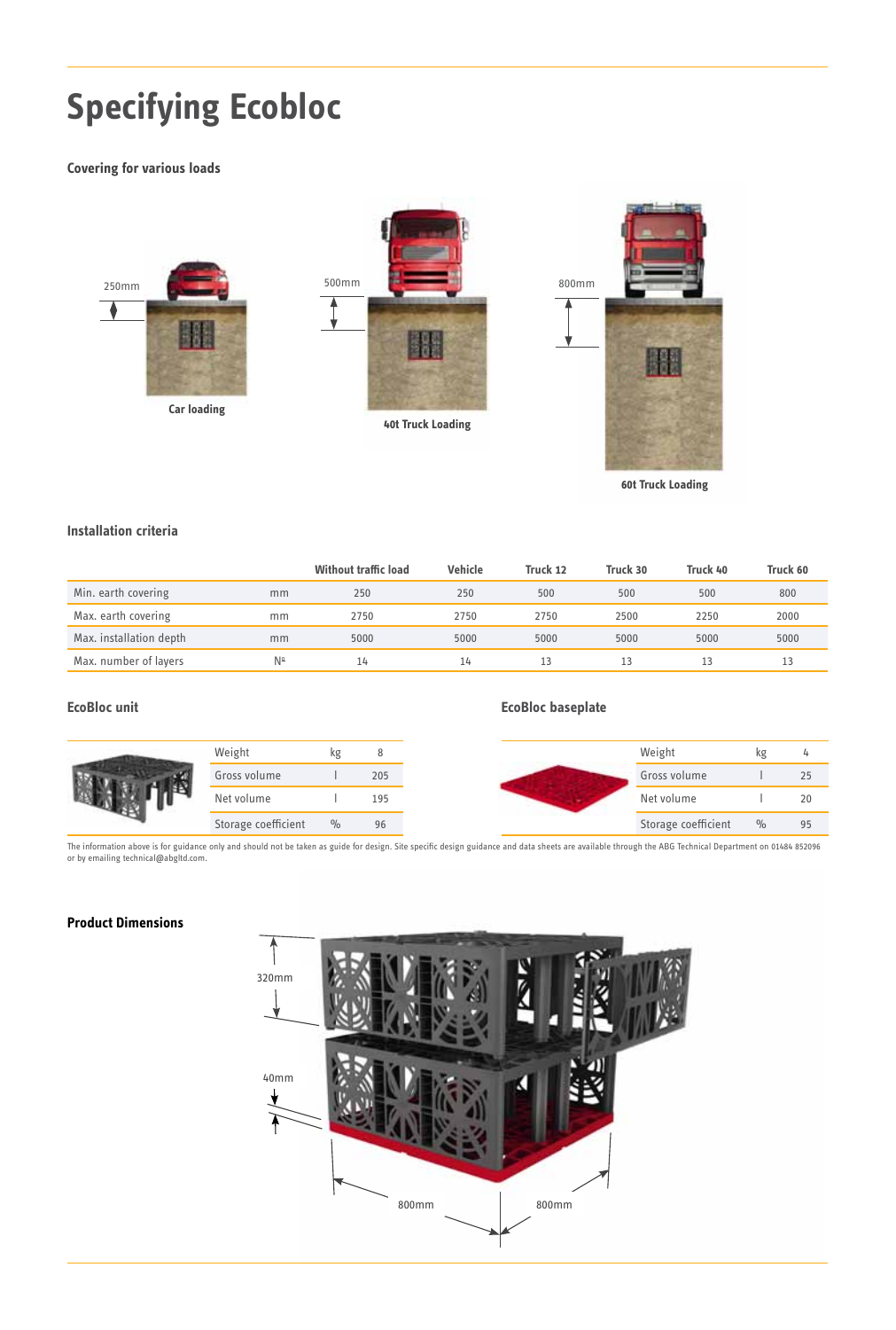# Specifying Ecobloc

### Covering for various loads

250mm

Car loading

500mm

40t Truck Loading

800mm

60t Truck Loading

### Installation criteria

| | | Without traffic load | Vehicle | Truck 12 | Truck 30 | Truck 40 | Truck 60 |
|---|---|---|---|---|---|---|---|
| Min. earth covering | mm | 250 | 250 | 500 | 500 | 500 | 800 |
| Max. earth covering | mm | 2750 | 2750 | 2750 | 2500 | 2250 | 2000 |
| Max. installation depth | mm | 5000 | 5000 | 5000 | 5000 | 5000 | 5000 |
| Max. number of layers | № | 14 | 14 | 13 | 13 | 13 | 13 |

### EcoBloc unit

| | | |
|---|---|---|
| Weight | kg | 8 |
| Gross volume | l | 205 |
| Net volume | l | 195 |
| Storage coefficient | % | 96 |

### EcoBloc baseplate

| | | |
|---|---|---|
| Weight | kg | 4 |
| Gross volume | l | 25 |
| Net volume | l | 20 |
| Storage coefficient | % | 95 |

The information above is for guidance only and should not be taken as guide for design. Site specific design guidance and data sheets are available through the ABG Technical Department on 01484 852096 or by emailing technical@abgltd.com.

### Product Dimensions

320mm

40mm

800mm

800mm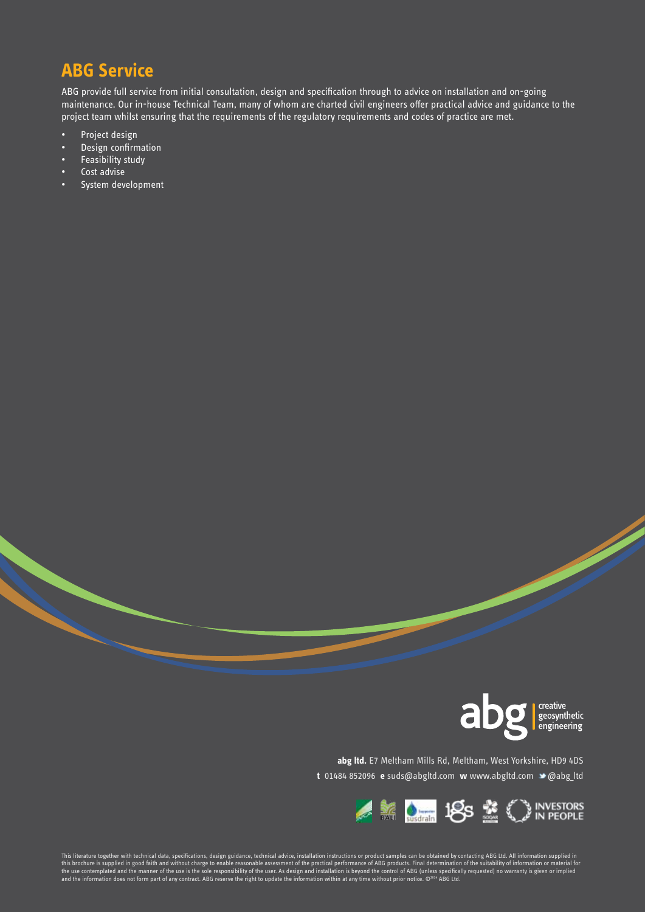## ABG Service

ABG provide full service from initial consultation, design and specification through to advice on installation and on-going maintenance. Our in-house Technical Team, many of whom are charted civil engineers offer practical advice and guidance to the project team whilst ensuring that the requirements of the regulatory requirements and codes of practice are met.

- Project design
- Design confirmation
- Feasibility study
- Cost advise
- System development

abg | creative geosynthetic engineering

**abg ltd.** E7 Meltham Mills Rd, Meltham, West Yorkshire, HD9 4DS
**t** 01484 852096 **e** suds@abgltd.com **w** www.abgltd.com @abg_ltd

This literature together with technical data, specifications, design guidance, technical advice, installation instructions or product samples can be obtained by contacting ABG Ltd. All information supplied in this brochure is supplied in good faith and without charge to enable reasonable assessment of the practical performance of ABG products. Final determination of the suitability of information or material for the use contemplated and the manner of the use is the sole responsibility of the user. As design and installation is beyond the control of ABG (unless specifically requested) no warranty is given or implied and the information does not form part of any contract. ABG reserve the right to update the information within at any time without prior notice. ©2014 ABG Ltd.